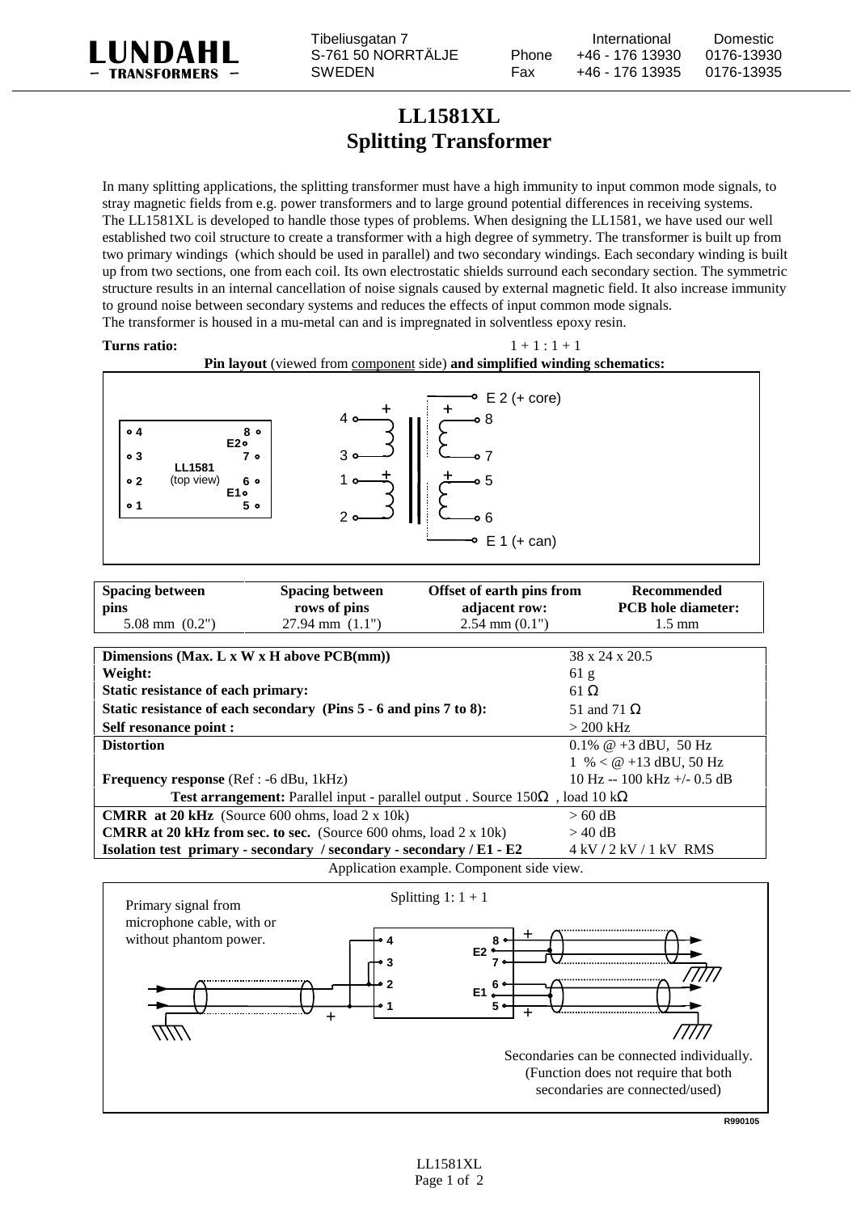LUNDAHL TRANSFORMERS

Tibeliusgatan 7
S-761 50 NORRTÄLJE
SWEDEN

| | International | Domestic |
|---|---|---|
| Phone | +46 - 176 13930 | 0176-13930 |
| Fax | +46 - 176 13935 | 0176-13935 |

# LL1581XL
# Splitting Transformer

In many splitting applications, the splitting transformer must have a high immunity to input common mode signals, to stray magnetic fields from e.g. power transformers and to large ground potential differences in receiving systems.
The LL1581XL is developed to handle those types of problems. When designing the LL1581, we have used our well established two coil structure to create a transformer with a high degree of symmetry. The transformer is built up from two primary windings (which should be used in parallel) and two secondary windings. Each secondary winding is built up from two sections, one from each coil. Its own electrostatic shields surround each secondary section. The symmetric structure results in an internal cancellation of noise signals caused by external magnetic field. It also increase immunity to ground noise between secondary systems and reduces the effects of input common mode signals.
The transformer is housed in a mu-metal can and is impregnated in solventless epoxy resin.

**Turns ratio:** 1 + 1 : 1 + 1

**Pin layout** (viewed from component side) **and simplified winding schematics:**

Pin layout (top view): 4, 3, 2, 1 on one side; 8, E2, 7, 6, E1, 5 on the other. Windings: primary 4–3 and 1–2; secondary 8–7 and 5–6; E 2 (+ core); E 1 (+ can).

| Spacing between pins | Spacing between rows of pins | Offset of earth pins from adjacent row: | Recommended PCB hole diameter: |
|---|---|---|---|
| 5.08 mm (0.2") | 27.94 mm (1.1") | 2.54 mm (0.1") | 1.5 mm |

| | |
|---|---|
| **Dimensions (Max. L x W x H above PCB(mm))** | 38 x 24 x 20.5 |
| **Weight:** | 61 g |
| **Static resistance of each primary:** | 61 Ω |
| **Static resistance of each secondary (Pins 5 - 6 and pins 7 to 8):** | 51 and 71 Ω |
| **Self resonance point :** | > 200 kHz |
| **Distortion** | 0.1% @ +3 dBU, 50 Hz |
| | 1 % < @ +13 dBU, 50 Hz |
| **Frequency response** (Ref : -6 dBu, 1kHz) | 10 Hz -- 100 kHz +/- 0.5 dB |
| **Test arrangement:** Parallel input - parallel output . Source 150Ω , load 10 kΩ | |
| **CMRR at 20 kHz** (Source 600 ohms, load 2 x 10k) | > 60 dB |
| **CMRR at 20 kHz from sec. to sec.** (Source 600 ohms, load 2 x 10k) | > 40 dB |
| **Isolation test primary - secondary / secondary - secondary / E1 - E2** | 4 kV / 2 kV / 1 kV RMS |

Application example. Component side view.

Splitting 1: 1 + 1

Primary signal from microphone cable, with or without phantom power.

Secondaries can be connected individually. (Function does not require that both secondaries are connected/used)

R990105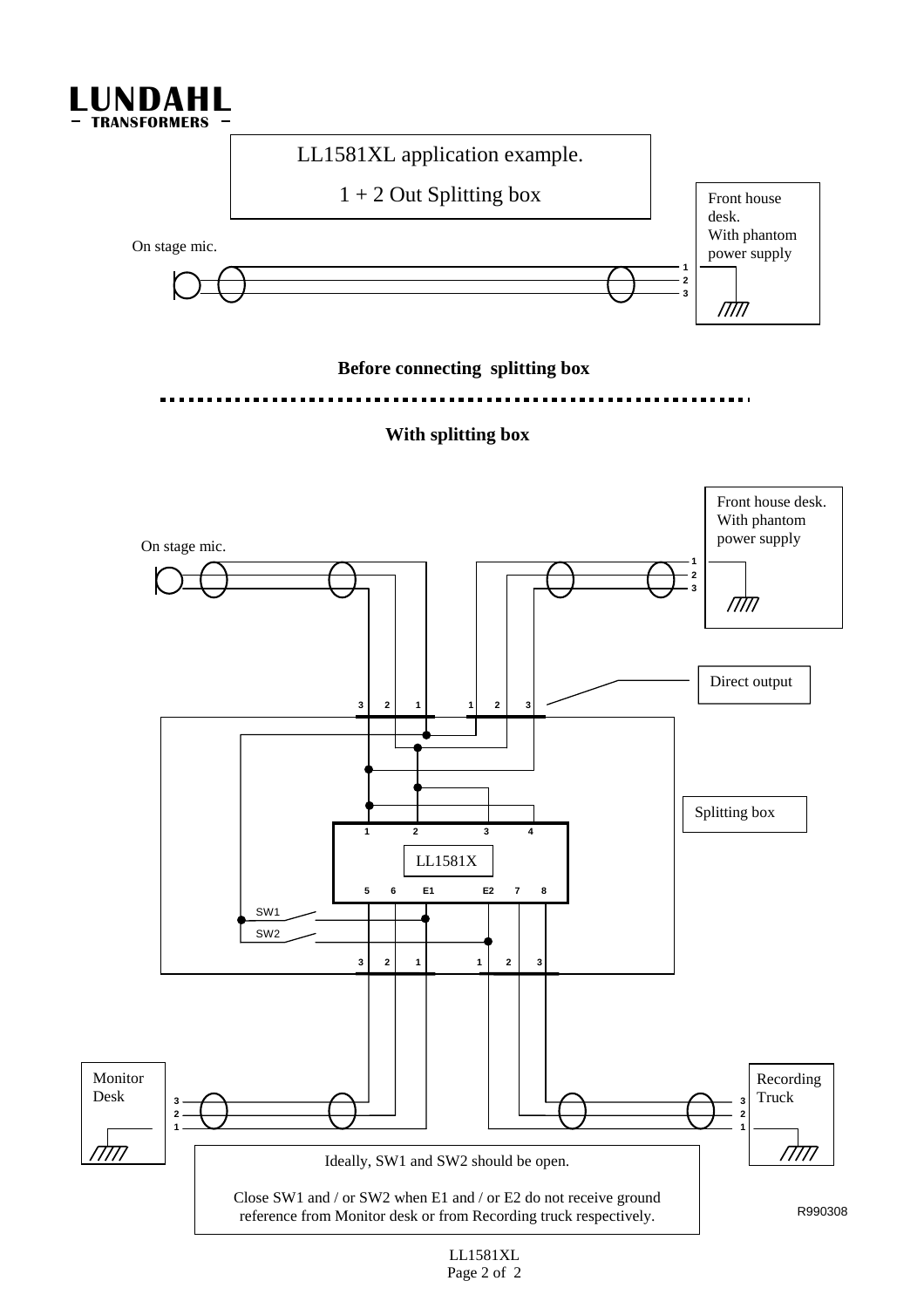LUNDAHL
TRANSFORMERS

LL1581XL application example.

1 + 2 Out Splitting box

On stage mic.

Front house desk.
With phantom power supply

1
2
3

**Before connecting splitting box**

**With splitting box**

On stage mic.

Front house desk.
With phantom power supply

1
2
3

Direct output

3 2 1 1 2 3

Splitting box

1 2 3 4

LL1581X

5 6 E1 E2 7 8

SW1
SW2

3 2 1 1 2 3

Monitor Desk

3
2
1

Recording Truck

3
2
1

Ideally, SW1 and SW2 should be open.

Close SW1 and / or SW2 when E1 and / or E2 do not receive ground reference from Monitor desk or from Recording truck respectively.

R990308

LL1581XL